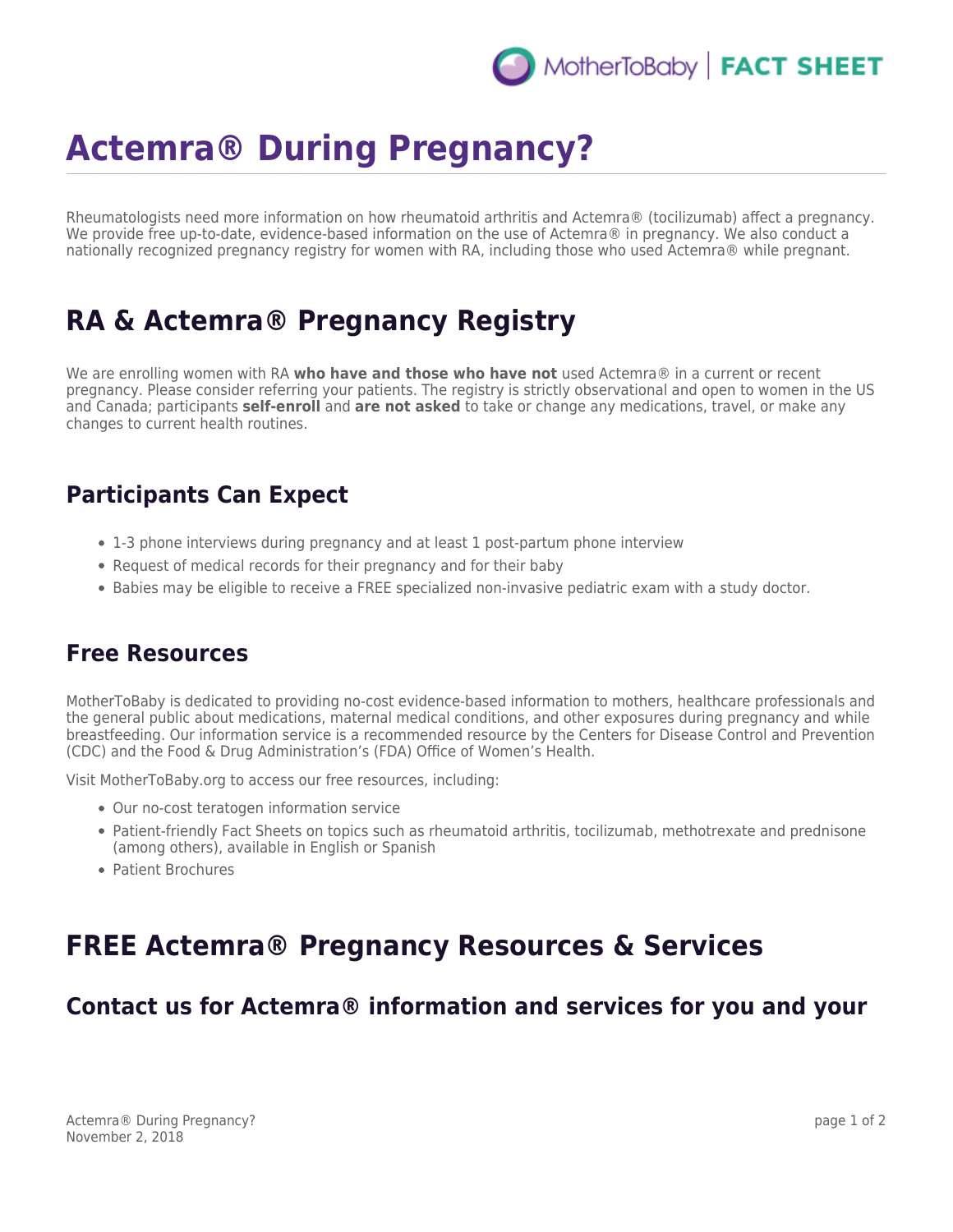# Actemra® During Pregnancy?

Rheumatologists need more information on how rheumatoid arthritis and Actemra® (tocilizumab) affect a pregnancy. We provide free up-to-date, evidence-based information on the use of Actemra® in pregnancy. We also conduct a nationally recognized pregnancy registry for women with RA, including those who used Actemra® while pregnant.

## RA & Actemra® Pregnancy Registry

We are enrolling women with RA **who have and those who have not** used Actemra® in a current or recent pregnancy. Please consider referring your patients. The registry is strictly observational and open to women in the US and Canada; participants **self-enroll** and **are not asked** to take or change any medications, travel, or make any changes to current health routines.

### Participants Can Expect

- 1-3 phone interviews during pregnancy and at least 1 post-partum phone interview
- Request of medical records for their pregnancy and for their baby
- Babies may be eligible to receive a FREE specialized non-invasive pediatric exam with a study doctor.

### Free Resources

MotherToBaby is dedicated to providing no-cost evidence-based information to mothers, healthcare professionals and the general public about medications, maternal medical conditions, and other exposures during pregnancy and while breastfeeding. Our information service is a recommended resource by the Centers for Disease Control and Prevention (CDC) and the Food & Drug Administration's (FDA) Office of Women's Health.

Visit MotherToBaby.org to access our free resources, including:

- Our no-cost teratogen information service
- Patient-friendly Fact Sheets on topics such as rheumatoid arthritis, tocilizumab, methotrexate and prednisone (among others), available in English or Spanish
- Patient Brochures

## FREE Actemra® Pregnancy Resources & Services

### Contact us for Actemra® information and services for you and your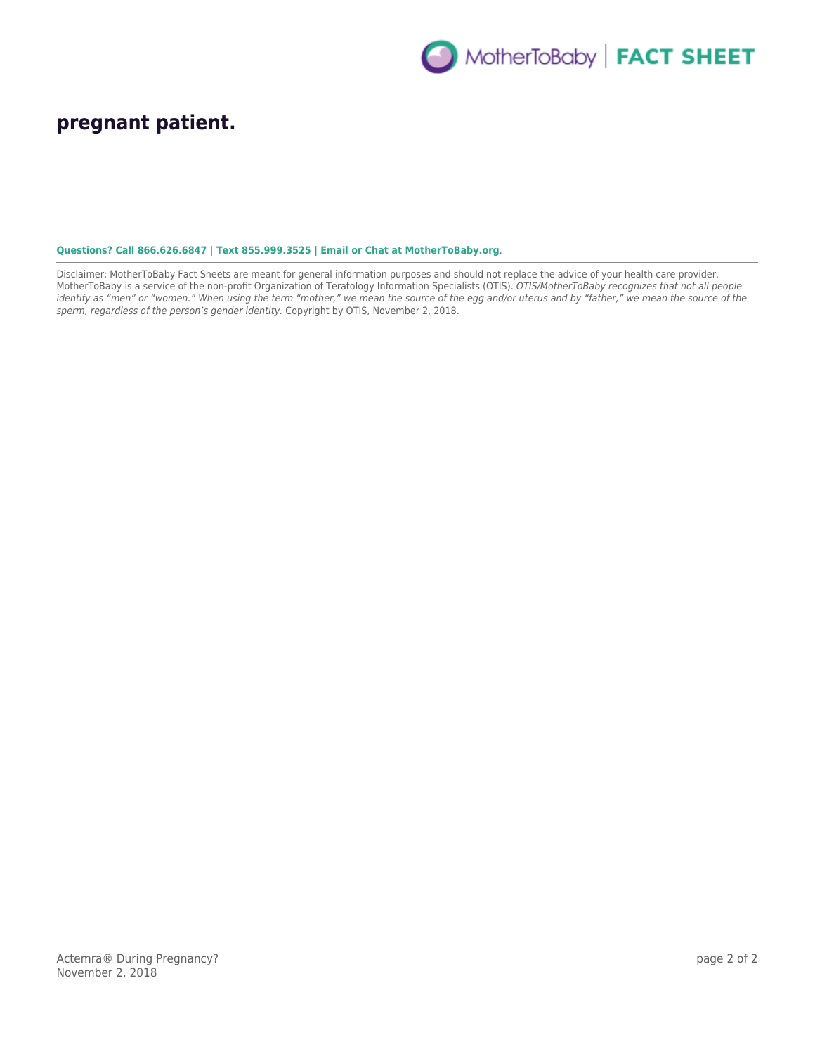**pregnant patient.**

**Questions? Call 866.626.6847 | Text 855.999.3525 | Email or Chat at MotherToBaby.org**.

---

Disclaimer: MotherToBaby Fact Sheets are meant for general information purposes and should not replace the advice of your health care provider. MotherToBaby is a service of the non-profit Organization of Teratology Information Specialists (OTIS). *OTIS/MotherToBaby recognizes that not all people identify as "men" or "women." When using the term "mother," we mean the source of the egg and/or uterus and by "father," we mean the source of the sperm, regardless of the person's gender identity.* Copyright by OTIS, November 2, 2018.